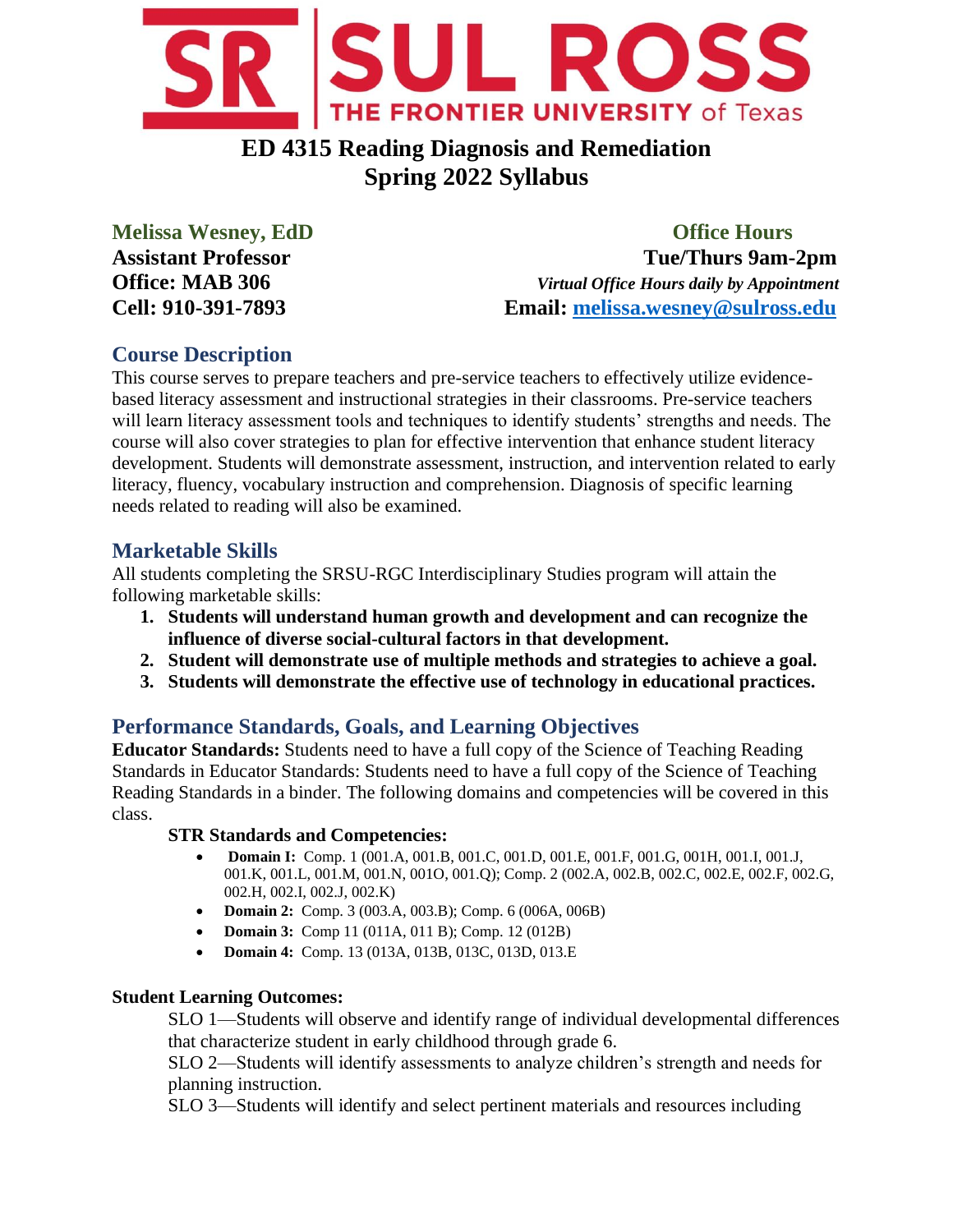# ED 4315 Reading Diagnosis and Remediation
# Spring 2022 Syllabus

**Melissa Wesney, EdD**
**Assistant Professor**
**Office: MAB 306**
**Cell: 910-391-7893**

**Office Hours**
**Tue/Thurs 9am-2pm**
***Virtual Office Hours daily by Appointment***
**Email: melissa.wesney@sulross.edu**

## Course Description

This course serves to prepare teachers and pre-service teachers to effectively utilize evidence-based literacy assessment and instructional strategies in their classrooms. Pre-service teachers will learn literacy assessment tools and techniques to identify students' strengths and needs. The course will also cover strategies to plan for effective intervention that enhance student literacy development. Students will demonstrate assessment, instruction, and intervention related to early literacy, fluency, vocabulary instruction and comprehension. Diagnosis of specific learning needs related to reading will also be examined.

## Marketable Skills

All students completing the SRSU-RGC Interdisciplinary Studies program will attain the following marketable skills:

1. **Students will understand human growth and development and can recognize the influence of diverse social-cultural factors in that development.**
2. **Student will demonstrate use of multiple methods and strategies to achieve a goal.**
3. **Students will demonstrate the effective use of technology in educational practices.**

## Performance Standards, Goals, and Learning Objectives

**Educator Standards:** Students need to have a full copy of the Science of Teaching Reading Standards in Educator Standards: Students need to have a full copy of the Science of Teaching Reading Standards in a binder. The following domains and competencies will be covered in this class.

**STR Standards and Competencies:**

- **Domain I:** Comp. 1 (001.A, 001.B, 001.C, 001.D, 001.E, 001.F, 001.G, 001H, 001.I, 001.J, 001.K, 001.L, 001.M, 001.N, 001O, 001.Q); Comp. 2 (002.A, 002.B, 002.C, 002.E, 002.F, 002.G, 002.H, 002.I, 002.J, 002.K)
- **Domain 2:** Comp. 3 (003.A, 003.B); Comp. 6 (006A, 006B)
- **Domain 3:** Comp 11 (011A, 011 B); Comp. 12 (012B)
- **Domain 4:** Comp. 13 (013A, 013B, 013C, 013D, 013.E

**Student Learning Outcomes:**

SLO 1—Students will observe and identify range of individual developmental differences that characterize student in early childhood through grade 6.

SLO 2—Students will identify assessments to analyze children's strength and needs for planning instruction.

SLO 3—Students will identify and select pertinent materials and resources including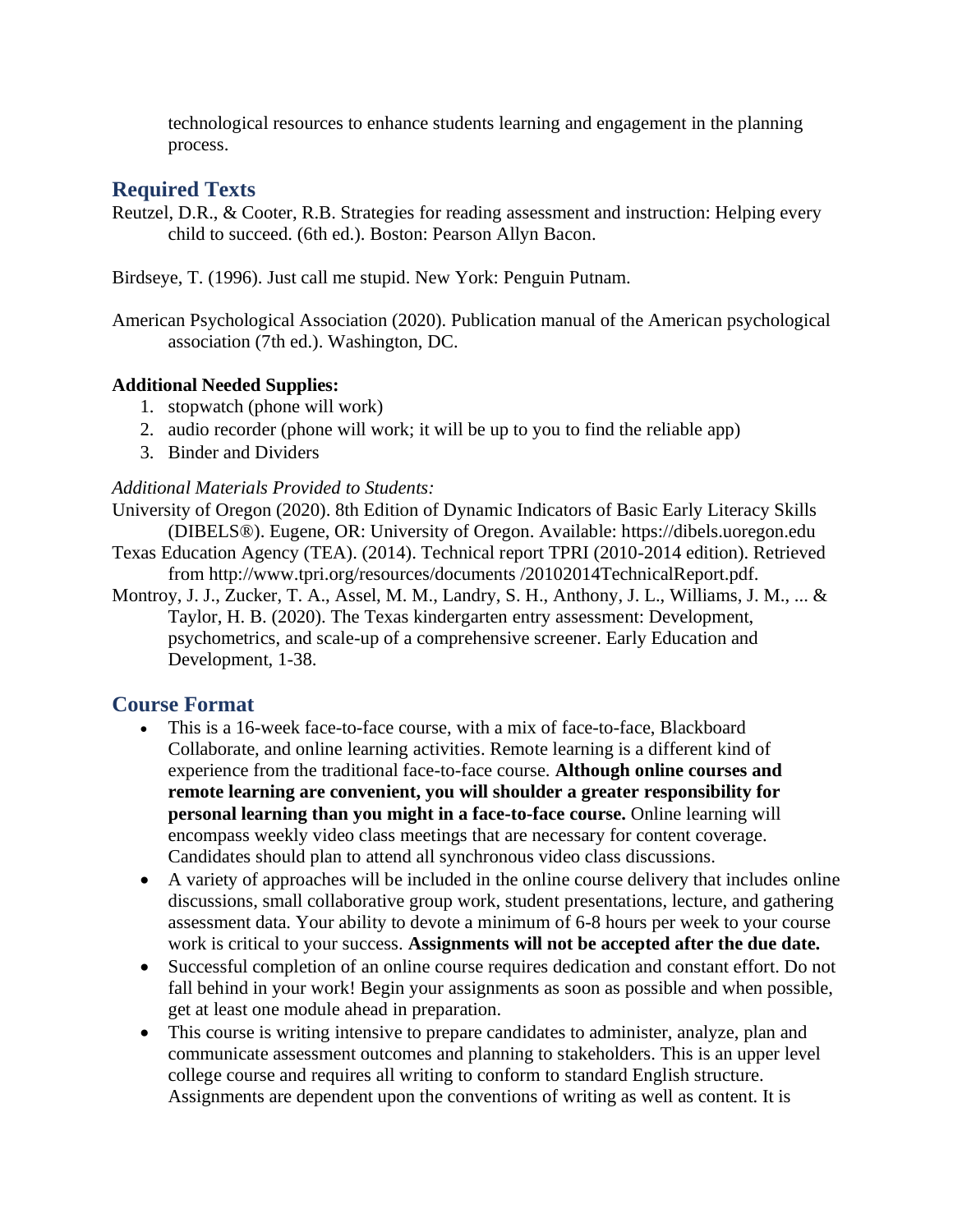technological resources to enhance students learning and engagement in the planning process.

## Required Texts

Reutzel, D.R., & Cooter, R.B. Strategies for reading assessment and instruction: Helping every child to succeed. (6th ed.). Boston: Pearson Allyn Bacon.

Birdseye, T. (1996). Just call me stupid. New York: Penguin Putnam.

American Psychological Association (2020). Publication manual of the American psychological association (7th ed.). Washington, DC.

**Additional Needed Supplies:**

1. stopwatch (phone will work)
2. audio recorder (phone will work; it will be up to you to find the reliable app)
3. Binder and Dividers

*Additional Materials Provided to Students:*

University of Oregon (2020). 8th Edition of Dynamic Indicators of Basic Early Literacy Skills (DIBELS®). Eugene, OR: University of Oregon. Available: https://dibels.uoregon.edu

Texas Education Agency (TEA). (2014). Technical report TPRI (2010-2014 edition). Retrieved from http://www.tpri.org/resources/documents /20102014TechnicalReport.pdf.

Montroy, J. J., Zucker, T. A., Assel, M. M., Landry, S. H., Anthony, J. L., Williams, J. M., ... & Taylor, H. B. (2020). The Texas kindergarten entry assessment: Development, psychometrics, and scale-up of a comprehensive screener. Early Education and Development, 1-38.

## Course Format

- This is a 16-week face-to-face course, with a mix of face-to-face, Blackboard Collaborate, and online learning activities. Remote learning is a different kind of experience from the traditional face-to-face course. **Although online courses and remote learning are convenient, you will shoulder a greater responsibility for personal learning than you might in a face-to-face course.** Online learning will encompass weekly video class meetings that are necessary for content coverage. Candidates should plan to attend all synchronous video class discussions.
- A variety of approaches will be included in the online course delivery that includes online discussions, small collaborative group work, student presentations, lecture, and gathering assessment data. Your ability to devote a minimum of 6-8 hours per week to your course work is critical to your success. **Assignments will not be accepted after the due date.**
- Successful completion of an online course requires dedication and constant effort. Do not fall behind in your work! Begin your assignments as soon as possible and when possible, get at least one module ahead in preparation.
- This course is writing intensive to prepare candidates to administer, analyze, plan and communicate assessment outcomes and planning to stakeholders. This is an upper level college course and requires all writing to conform to standard English structure. Assignments are dependent upon the conventions of writing as well as content. It is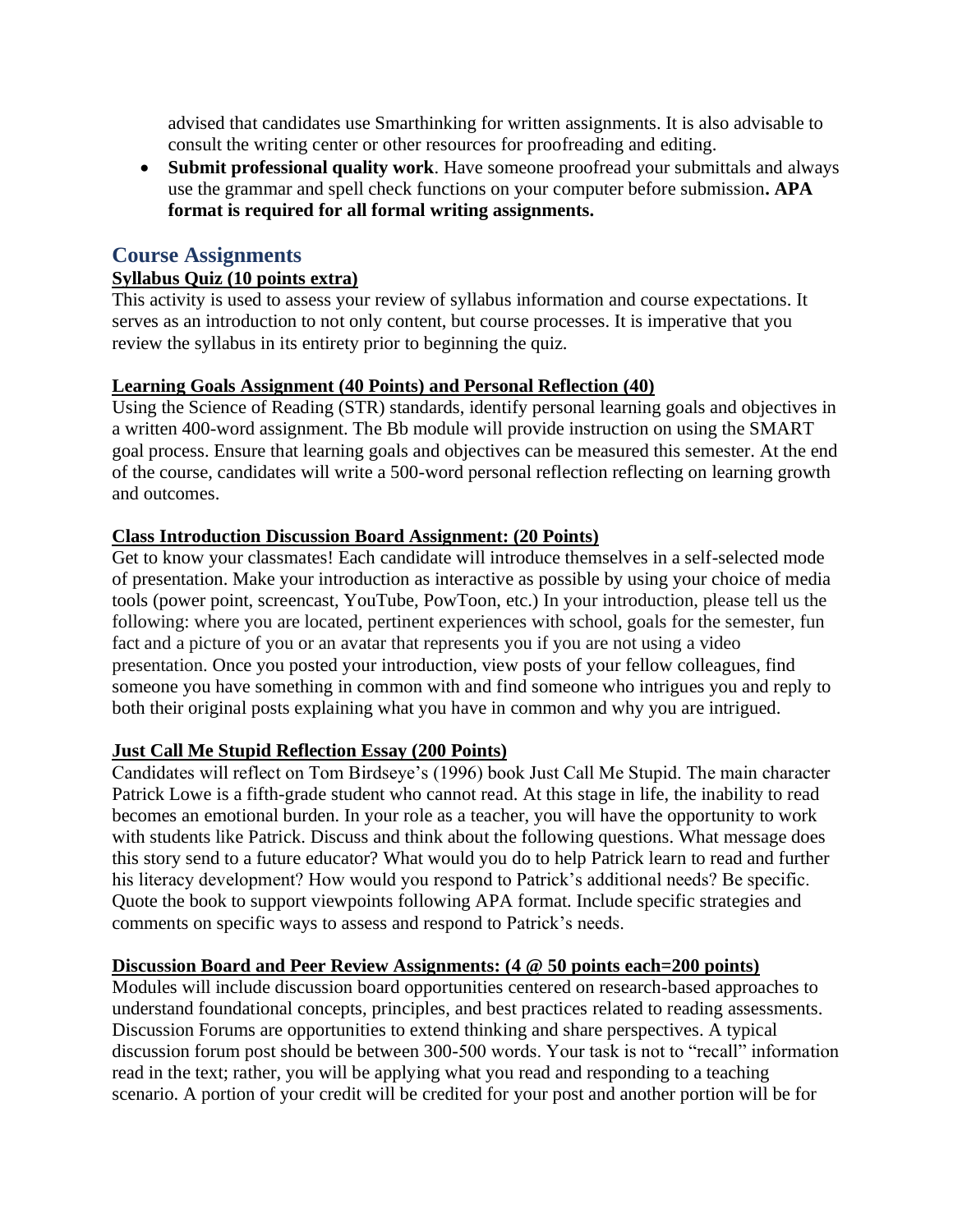advised that candidates use Smarthinking for written assignments. It is also advisable to consult the writing center or other resources for proofreading and editing.

- **Submit professional quality work**. Have someone proofread your submittals and always use the grammar and spell check functions on your computer before submission**. APA format is required for all formal writing assignments.**

## Course Assignments

**Syllabus Quiz (10 points extra)**

This activity is used to assess your review of syllabus information and course expectations. It serves as an introduction to not only content, but course processes. It is imperative that you review the syllabus in its entirety prior to beginning the quiz.

**Learning Goals Assignment (40 Points) and Personal Reflection (40)**

Using the Science of Reading (STR) standards, identify personal learning goals and objectives in a written 400-word assignment. The Bb module will provide instruction on using the SMART goal process. Ensure that learning goals and objectives can be measured this semester. At the end of the course, candidates will write a 500-word personal reflection reflecting on learning growth and outcomes.

**Class Introduction Discussion Board Assignment: (20 Points)**

Get to know your classmates! Each candidate will introduce themselves in a self-selected mode of presentation. Make your introduction as interactive as possible by using your choice of media tools (power point, screencast, YouTube, PowToon, etc.) In your introduction, please tell us the following: where you are located, pertinent experiences with school, goals for the semester, fun fact and a picture of you or an avatar that represents you if you are not using a video presentation. Once you posted your introduction, view posts of your fellow colleagues, find someone you have something in common with and find someone who intrigues you and reply to both their original posts explaining what you have in common and why you are intrigued.

**Just Call Me Stupid Reflection Essay (200 Points)**

Candidates will reflect on Tom Birdseye's (1996) book Just Call Me Stupid. The main character Patrick Lowe is a fifth-grade student who cannot read. At this stage in life, the inability to read becomes an emotional burden. In your role as a teacher, you will have the opportunity to work with students like Patrick. Discuss and think about the following questions. What message does this story send to a future educator? What would you do to help Patrick learn to read and further his literacy development? How would you respond to Patrick's additional needs? Be specific. Quote the book to support viewpoints following APA format. Include specific strategies and comments on specific ways to assess and respond to Patrick's needs.

**Discussion Board and Peer Review Assignments: (4 @ 50 points each=200 points)**

Modules will include discussion board opportunities centered on research-based approaches to understand foundational concepts, principles, and best practices related to reading assessments. Discussion Forums are opportunities to extend thinking and share perspectives. A typical discussion forum post should be between 300-500 words. Your task is not to "recall" information read in the text; rather, you will be applying what you read and responding to a teaching scenario. A portion of your credit will be credited for your post and another portion will be for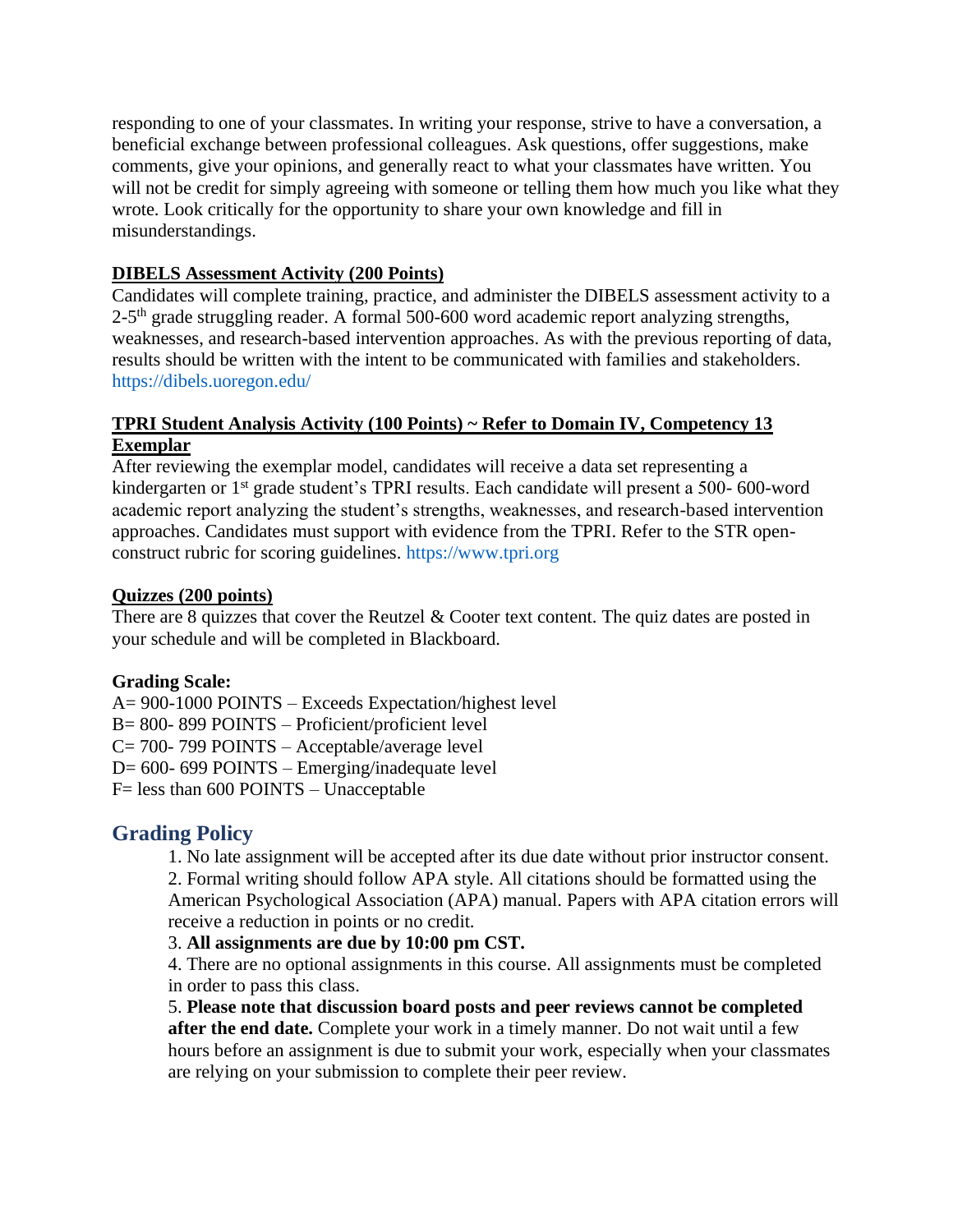responding to one of your classmates. In writing your response, strive to have a conversation, a beneficial exchange between professional colleagues. Ask questions, offer suggestions, make comments, give your opinions, and generally react to what your classmates have written. You will not be credit for simply agreeing with someone or telling them how much you like what they wrote. Look critically for the opportunity to share your own knowledge and fill in misunderstandings.

**DIBELS Assessment Activity (200 Points)**

Candidates will complete training, practice, and administer the DIBELS assessment activity to a 2-5th grade struggling reader. A formal 500-600 word academic report analyzing strengths, weaknesses, and research-based intervention approaches. As with the previous reporting of data, results should be written with the intent to be communicated with families and stakeholders. https://dibels.uoregon.edu/

**TPRI Student Analysis Activity (100 Points) ~ Refer to Domain IV, Competency 13 Exemplar**

After reviewing the exemplar model, candidates will receive a data set representing a kindergarten or 1st grade student's TPRI results. Each candidate will present a 500- 600-word academic report analyzing the student's strengths, weaknesses, and research-based intervention approaches. Candidates must support with evidence from the TPRI. Refer to the STR open-construct rubric for scoring guidelines. https://www.tpri.org

**Quizzes (200 points)**

There are 8 quizzes that cover the Reutzel & Cooter text content. The quiz dates are posted in your schedule and will be completed in Blackboard.

**Grading Scale:**

A= 900-1000 POINTS – Exceeds Expectation/highest level
B= 800- 899 POINTS – Proficient/proficient level
C= 700- 799 POINTS – Acceptable/average level
D= 600- 699 POINTS – Emerging/inadequate level
F= less than 600 POINTS – Unacceptable

## Grading Policy

1. No late assignment will be accepted after its due date without prior instructor consent.
2. Formal writing should follow APA style. All citations should be formatted using the American Psychological Association (APA) manual. Papers with APA citation errors will receive a reduction in points or no credit.
3. **All assignments are due by 10:00 pm CST.**
4. There are no optional assignments in this course. All assignments must be completed in order to pass this class.
5. **Please note that discussion board posts and peer reviews cannot be completed after the end date.** Complete your work in a timely manner. Do not wait until a few hours before an assignment is due to submit your work, especially when your classmates are relying on your submission to complete their peer review.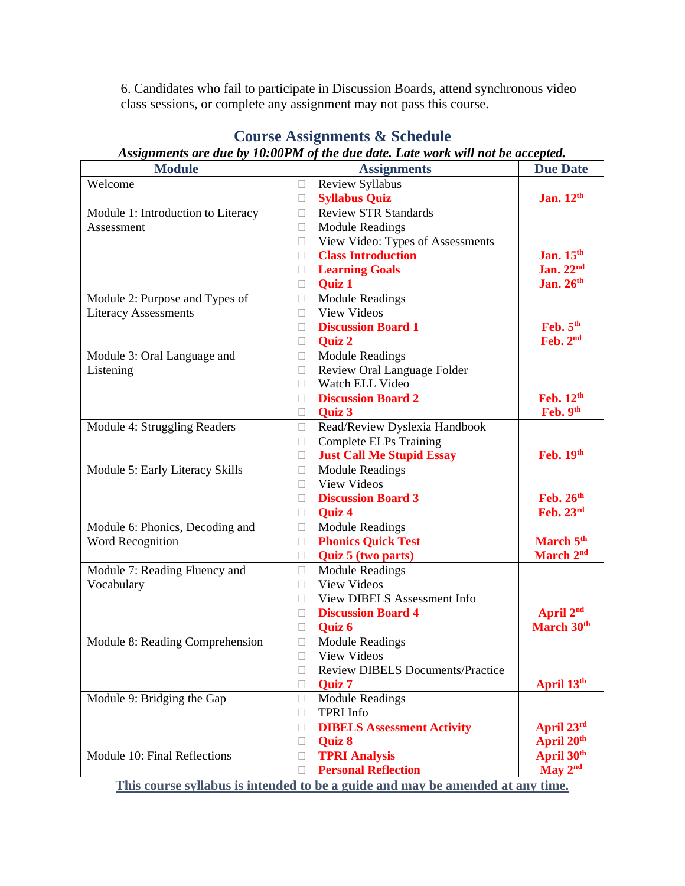6. Candidates who fail to participate in Discussion Boards, attend synchronous video class sessions, or complete any assignment may not pass this course.

## Course Assignments & Schedule

***Assignments are due by 10:00PM of the due date. Late work will not be accepted.***

| Module | Assignments | Due Date |
|---|---|---|
| Welcome | ☐ Review Syllabus<br>☐ **Syllabus Quiz** | <br>**Jan. 12th** |
| Module 1: Introduction to Literacy Assessment | ☐ Review STR Standards<br>☐ Module Readings<br>☐ View Video: Types of Assessments<br>☐ **Class Introduction**<br>☐ **Learning Goals**<br>☐ **Quiz 1** | <br><br><br>**Jan. 15th**<br>**Jan. 22nd**<br>**Jan. 26th** |
| Module 2: Purpose and Types of Literacy Assessments | ☐ Module Readings<br>☐ View Videos<br>☐ **Discussion Board 1**<br>☐ **Quiz 2** | <br><br>**Feb. 5th**<br>**Feb. 2nd** |
| Module 3: Oral Language and Listening | ☐ Module Readings<br>☐ Review Oral Language Folder<br>☐ Watch ELL Video<br>☐ **Discussion Board 2**<br>☐ **Quiz 3** | <br><br><br>**Feb. 12th**<br>**Feb. 9th** |
| Module 4: Struggling Readers | ☐ Read/Review Dyslexia Handbook<br>☐ Complete ELPs Training<br>☐ **Just Call Me Stupid Essay** | <br><br>**Feb. 19th** |
| Module 5: Early Literacy Skills | ☐ Module Readings<br>☐ View Videos<br>☐ **Discussion Board 3**<br>☐ **Quiz 4** | <br><br>**Feb. 26th**<br>**Feb. 23rd** |
| Module 6: Phonics, Decoding and Word Recognition | ☐ Module Readings<br>☐ **Phonics Quick Test**<br>☐ **Quiz 5 (two parts)** | <br>**March 5th**<br>**March 2nd** |
| Module 7: Reading Fluency and Vocabulary | ☐ Module Readings<br>☐ View Videos<br>☐ View DIBELS Assessment Info<br>☐ **Discussion Board 4**<br>☐ **Quiz 6** | <br><br><br>**April 2nd**<br>**March 30th** |
| Module 8: Reading Comprehension | ☐ Module Readings<br>☐ View Videos<br>☐ Review DIBELS Documents/Practice<br>☐ **Quiz 7** | <br><br><br>**April 13th** |
| Module 9: Bridging the Gap | ☐ Module Readings<br>☐ TPRI Info<br>☐ **DIBELS Assessment Activity**<br>☐ **Quiz 8** | <br><br>**April 23rd**<br>**April 20th** |
| Module 10: Final Reflections | ☐ **TPRI Analysis**<br>☐ **Personal Reflection** | **April 30th**<br>**May 2nd** |

**This course syllabus is intended to be a guide and may be amended at any time.**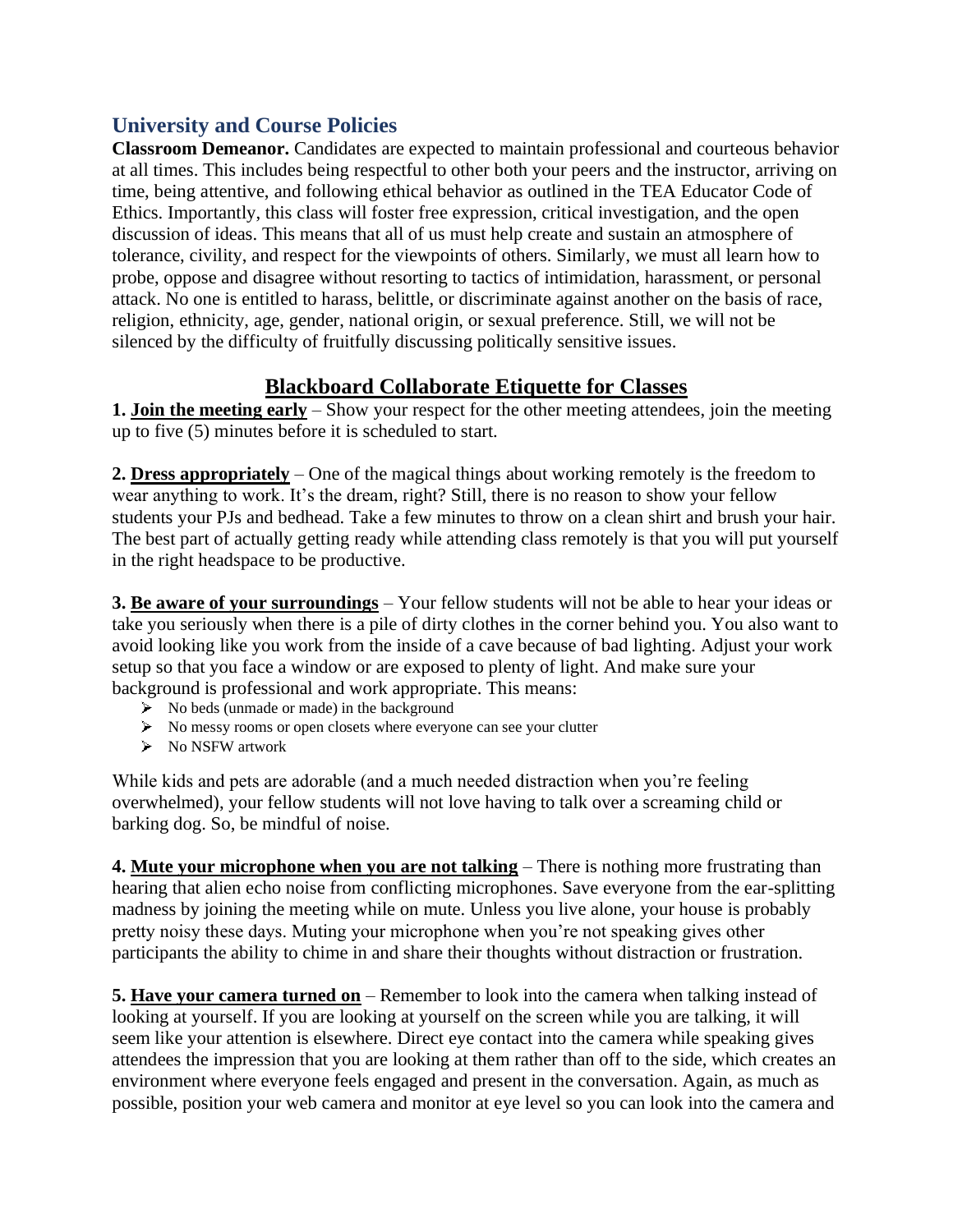## University and Course Policies

**Classroom Demeanor.** Candidates are expected to maintain professional and courteous behavior at all times. This includes being respectful to other both your peers and the instructor, arriving on time, being attentive, and following ethical behavior as outlined in the TEA Educator Code of Ethics. Importantly, this class will foster free expression, critical investigation, and the open discussion of ideas. This means that all of us must help create and sustain an atmosphere of tolerance, civility, and respect for the viewpoints of others. Similarly, we must all learn how to probe, oppose and disagree without resorting to tactics of intimidation, harassment, or personal attack. No one is entitled to harass, belittle, or discriminate against another on the basis of race, religion, ethnicity, age, gender, national origin, or sexual preference. Still, we will not be silenced by the difficulty of fruitfully discussing politically sensitive issues.

## Blackboard Collaborate Etiquette for Classes

**1. Join the meeting early** – Show your respect for the other meeting attendees, join the meeting up to five (5) minutes before it is scheduled to start.

**2. Dress appropriately** – One of the magical things about working remotely is the freedom to wear anything to work. It's the dream, right? Still, there is no reason to show your fellow students your PJs and bedhead. Take a few minutes to throw on a clean shirt and brush your hair. The best part of actually getting ready while attending class remotely is that you will put yourself in the right headspace to be productive.

**3. Be aware of your surroundings** – Your fellow students will not be able to hear your ideas or take you seriously when there is a pile of dirty clothes in the corner behind you. You also want to avoid looking like you work from the inside of a cave because of bad lighting. Adjust your work setup so that you face a window or are exposed to plenty of light. And make sure your background is professional and work appropriate. This means:

- No beds (unmade or made) in the background
- No messy rooms or open closets where everyone can see your clutter
- No NSFW artwork

While kids and pets are adorable (and a much needed distraction when you're feeling overwhelmed), your fellow students will not love having to talk over a screaming child or barking dog. So, be mindful of noise.

**4. Mute your microphone when you are not talking** – There is nothing more frustrating than hearing that alien echo noise from conflicting microphones. Save everyone from the ear-splitting madness by joining the meeting while on mute. Unless you live alone, your house is probably pretty noisy these days. Muting your microphone when you're not speaking gives other participants the ability to chime in and share their thoughts without distraction or frustration.

**5. Have your camera turned on** – Remember to look into the camera when talking instead of looking at yourself. If you are looking at yourself on the screen while you are talking, it will seem like your attention is elsewhere. Direct eye contact into the camera while speaking gives attendees the impression that you are looking at them rather than off to the side, which creates an environment where everyone feels engaged and present in the conversation. Again, as much as possible, position your web camera and monitor at eye level so you can look into the camera and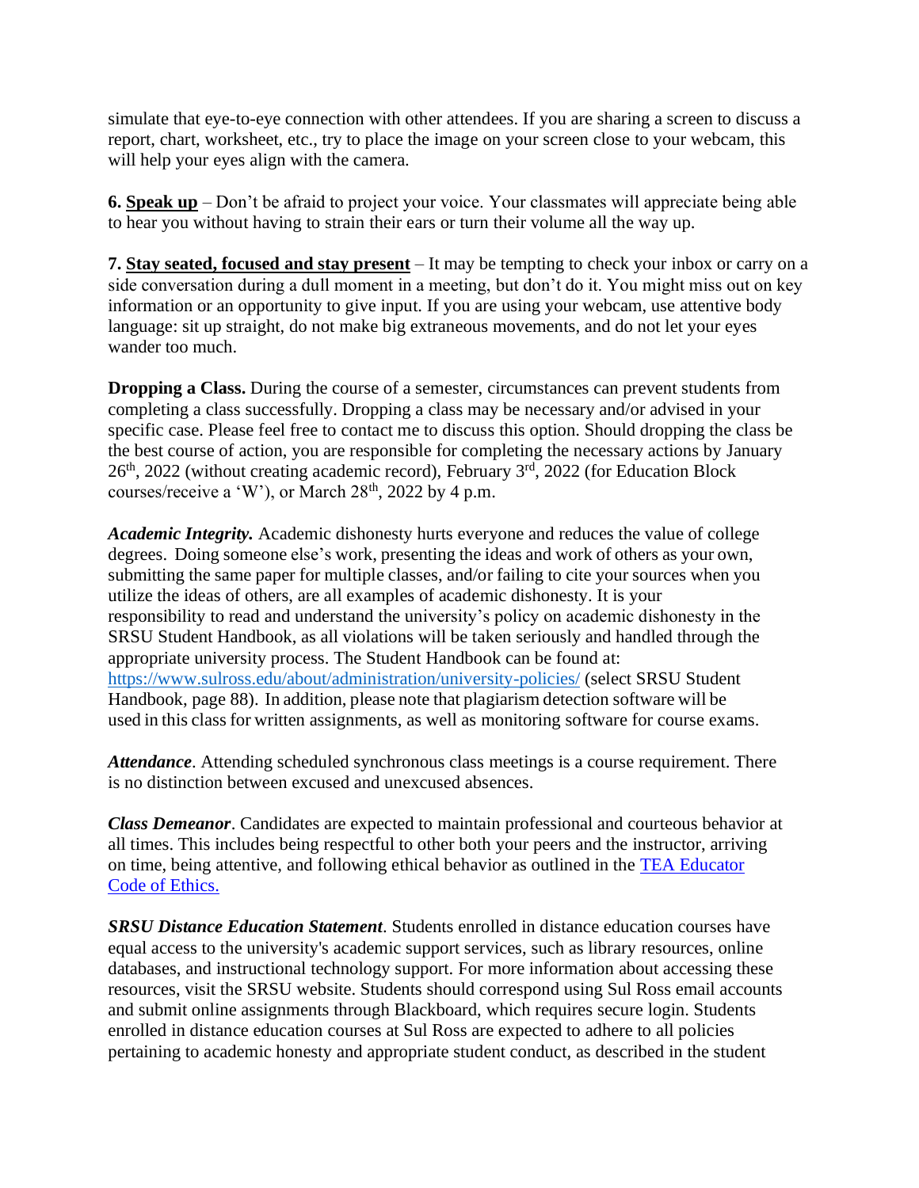simulate that eye-to-eye connection with other attendees. If you are sharing a screen to discuss a report, chart, worksheet, etc., try to place the image on your screen close to your webcam, this will help your eyes align with the camera.

**6. <u>Speak up</u>** – Don't be afraid to project your voice. Your classmates will appreciate being able to hear you without having to strain their ears or turn their volume all the way up.

**7. <u>Stay seated, focused and stay present</u>** – It may be tempting to check your inbox or carry on a side conversation during a dull moment in a meeting, but don't do it. You might miss out on key information or an opportunity to give input. If you are using your webcam, use attentive body language: sit up straight, do not make big extraneous movements, and do not let your eyes wander too much.

**Dropping a Class.** During the course of a semester, circumstances can prevent students from completing a class successfully. Dropping a class may be necessary and/or advised in your specific case. Please feel free to contact me to discuss this option. Should dropping the class be the best course of action, you are responsible for completing the necessary actions by January 26th, 2022 (without creating academic record), February 3rd, 2022 (for Education Block courses/receive a 'W'), or March 28th, 2022 by 4 p.m.

***Academic Integrity.*** Academic dishonesty hurts everyone and reduces the value of college degrees. Doing someone else's work, presenting the ideas and work of others as your own, submitting the same paper for multiple classes, and/or failing to cite your sources when you utilize the ideas of others, are all examples of academic dishonesty. It is your responsibility to read and understand the university's policy on academic dishonesty in the SRSU Student Handbook, as all violations will be taken seriously and handled through the appropriate university process. The Student Handbook can be found at: https://www.sulross.edu/about/administration/university-policies/ (select SRSU Student Handbook, page 88). In addition, please note that plagiarism detection software will be used in this class for written assignments, as well as monitoring software for course exams.

***Attendance***. Attending scheduled synchronous class meetings is a course requirement. There is no distinction between excused and unexcused absences.

***Class Demeanor***. Candidates are expected to maintain professional and courteous behavior at all times. This includes being respectful to other both your peers and the instructor, arriving on time, being attentive, and following ethical behavior as outlined in the TEA Educator Code of Ethics.

***SRSU Distance Education Statement***. Students enrolled in distance education courses have equal access to the university's academic support services, such as library resources, online databases, and instructional technology support. For more information about accessing these resources, visit the SRSU website. Students should correspond using Sul Ross email accounts and submit online assignments through Blackboard, which requires secure login. Students enrolled in distance education courses at Sul Ross are expected to adhere to all policies pertaining to academic honesty and appropriate student conduct, as described in the student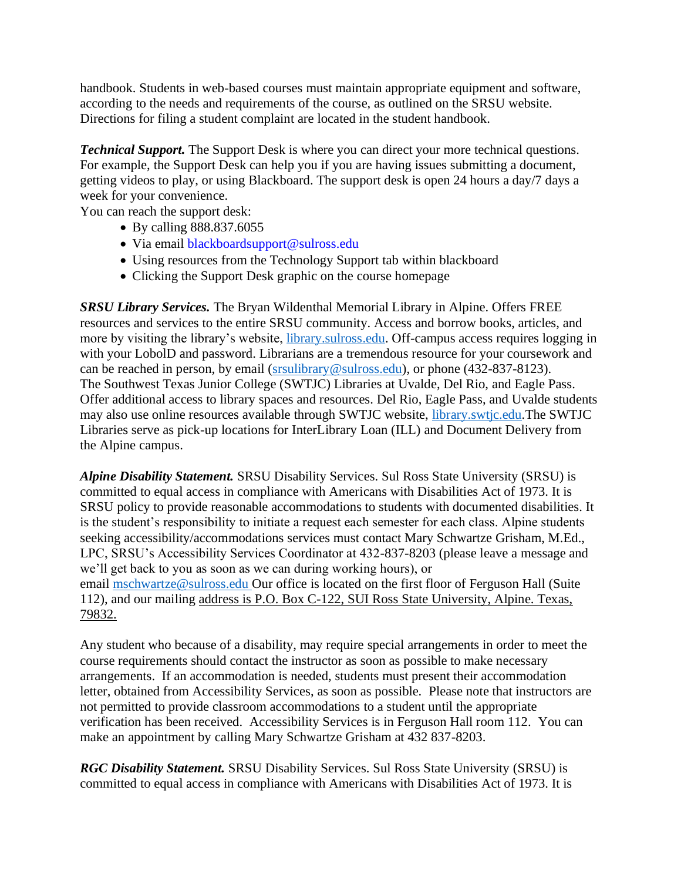handbook. Students in web-based courses must maintain appropriate equipment and software, according to the needs and requirements of the course, as outlined on the SRSU website. Directions for filing a student complaint are located in the student handbook.

***Technical Support.*** The Support Desk is where you can direct your more technical questions. For example, the Support Desk can help you if you are having issues submitting a document, getting videos to play, or using Blackboard. The support desk is open 24 hours a day/7 days a week for your convenience.

You can reach the support desk:

- By calling 888.837.6055
- Via email blackboardsupport@sulross.edu
- Using resources from the Technology Support tab within blackboard
- Clicking the Support Desk graphic on the course homepage

***SRSU Library Services.*** The Bryan Wildenthal Memorial Library in Alpine. Offers FREE resources and services to the entire SRSU community. Access and borrow books, articles, and more by visiting the library's website, library.sulross.edu. Off-campus access requires logging in with your LobolD and password. Librarians are a tremendous resource for your coursework and can be reached in person, by email (srsulibrary@sulross.edu), or phone (432-837-8123). The Southwest Texas Junior College (SWTJC) Libraries at Uvalde, Del Rio, and Eagle Pass. Offer additional access to library spaces and resources. Del Rio, Eagle Pass, and Uvalde students may also use online resources available through SWTJC website, library.swtjc.edu.The SWTJC Libraries serve as pick-up locations for InterLibrary Loan (ILL) and Document Delivery from the Alpine campus.

***Alpine Disability Statement.*** SRSU Disability Services. Sul Ross State University (SRSU) is committed to equal access in compliance with Americans with Disabilities Act of 1973. It is SRSU policy to provide reasonable accommodations to students with documented disabilities. It is the student's responsibility to initiate a request each semester for each class. Alpine students seeking accessibility/accommodations services must contact Mary Schwartze Grisham, M.Ed., LPC, SRSU's Accessibility Services Coordinator at 432-837-8203 (please leave a message and we'll get back to you as soon as we can during working hours), or email mschwartze@sulross.edu Our office is located on the first floor of Ferguson Hall (Suite 112), and our mailing address is P.O. Box C-122, SUI Ross State University, Alpine. Texas, 79832.

Any student who because of a disability, may require special arrangements in order to meet the course requirements should contact the instructor as soon as possible to make necessary arrangements. If an accommodation is needed, students must present their accommodation letter, obtained from Accessibility Services, as soon as possible. Please note that instructors are not permitted to provide classroom accommodations to a student until the appropriate verification has been received. Accessibility Services is in Ferguson Hall room 112. You can make an appointment by calling Mary Schwartze Grisham at 432 837-8203.

***RGC Disability Statement.*** SRSU Disability Services. Sul Ross State University (SRSU) is committed to equal access in compliance with Americans with Disabilities Act of 1973. It is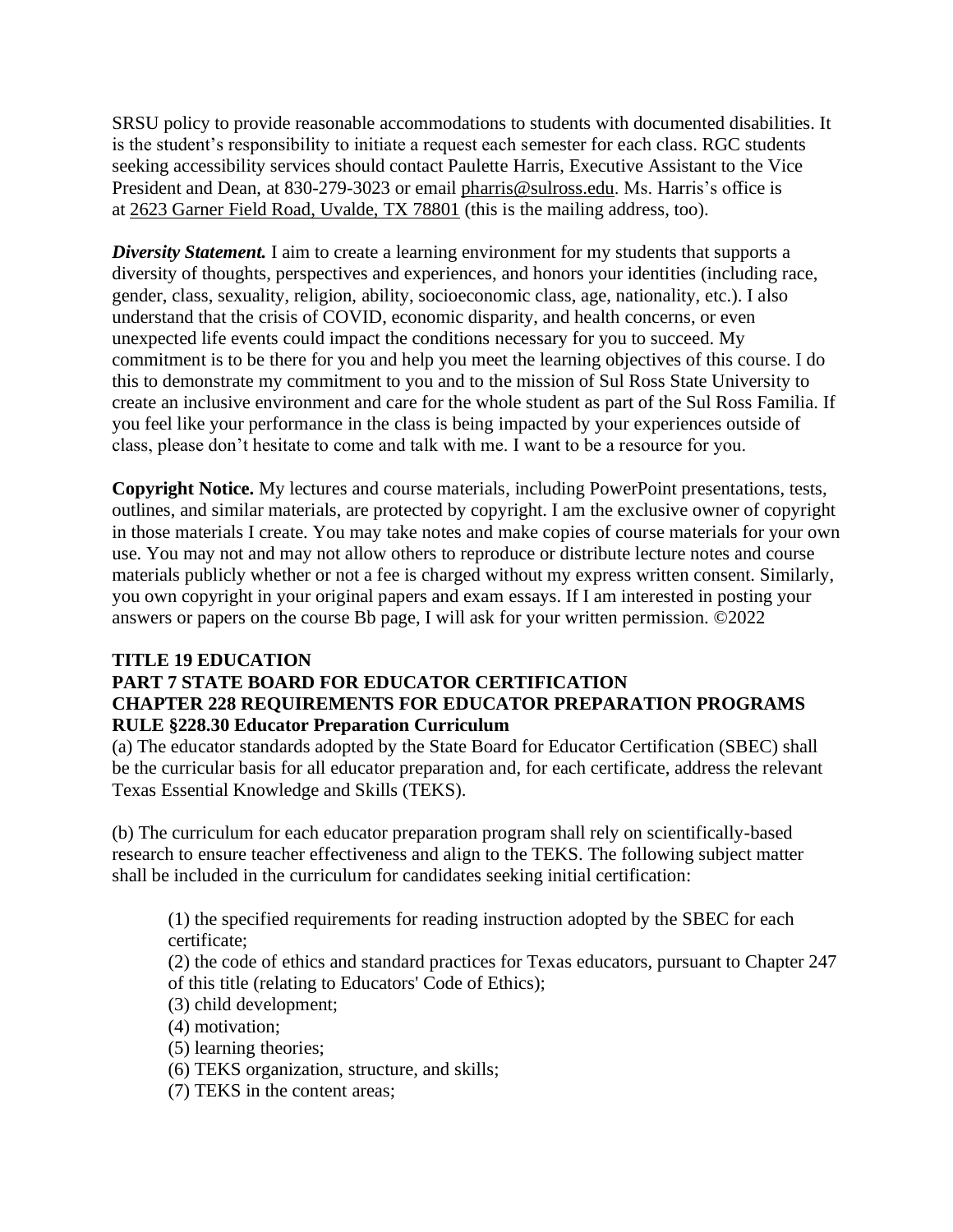SRSU policy to provide reasonable accommodations to students with documented disabilities. It is the student's responsibility to initiate a request each semester for each class. RGC students seeking accessibility services should contact Paulette Harris, Executive Assistant to the Vice President and Dean, at 830-279-3023 or email pharris@sulross.edu. Ms. Harris's office is at 2623 Garner Field Road, Uvalde, TX 78801 (this is the mailing address, too).

***Diversity Statement.*** I aim to create a learning environment for my students that supports a diversity of thoughts, perspectives and experiences, and honors your identities (including race, gender, class, sexuality, religion, ability, socioeconomic class, age, nationality, etc.). I also understand that the crisis of COVID, economic disparity, and health concerns, or even unexpected life events could impact the conditions necessary for you to succeed. My commitment is to be there for you and help you meet the learning objectives of this course. I do this to demonstrate my commitment to you and to the mission of Sul Ross State University to create an inclusive environment and care for the whole student as part of the Sul Ross Familia. If you feel like your performance in the class is being impacted by your experiences outside of class, please don't hesitate to come and talk with me. I want to be a resource for you.

**Copyright Notice.** My lectures and course materials, including PowerPoint presentations, tests, outlines, and similar materials, are protected by copyright. I am the exclusive owner of copyright in those materials I create. You may take notes and make copies of course materials for your own use. You may not and may not allow others to reproduce or distribute lecture notes and course materials publicly whether or not a fee is charged without my express written consent. Similarly, you own copyright in your original papers and exam essays. If I am interested in posting your answers or papers on the course Bb page, I will ask for your written permission. ©2022

**TITLE 19 EDUCATION**
**PART 7 STATE BOARD FOR EDUCATOR CERTIFICATION**
**CHAPTER 228 REQUIREMENTS FOR EDUCATOR PREPARATION PROGRAMS**
**RULE §228.30 Educator Preparation Curriculum**

(a) The educator standards adopted by the State Board for Educator Certification (SBEC) shall be the curricular basis for all educator preparation and, for each certificate, address the relevant Texas Essential Knowledge and Skills (TEKS).

(b) The curriculum for each educator preparation program shall rely on scientifically-based research to ensure teacher effectiveness and align to the TEKS. The following subject matter shall be included in the curriculum for candidates seeking initial certification:

(1) the specified requirements for reading instruction adopted by the SBEC for each certificate;
(2) the code of ethics and standard practices for Texas educators, pursuant to Chapter 247 of this title (relating to Educators' Code of Ethics);
(3) child development;
(4) motivation;
(5) learning theories;
(6) TEKS organization, structure, and skills;
(7) TEKS in the content areas;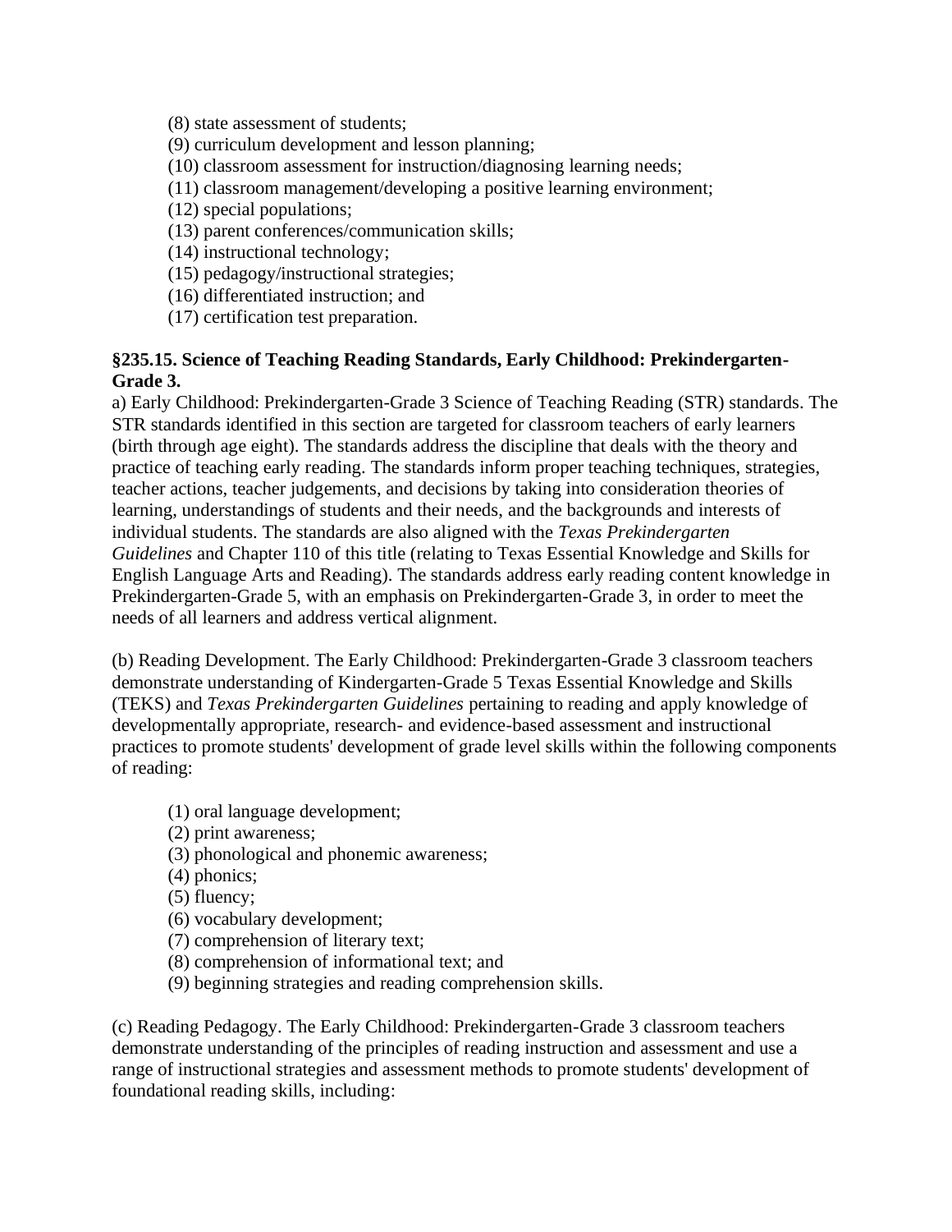(8) state assessment of students;
(9) curriculum development and lesson planning;
(10) classroom assessment for instruction/diagnosing learning needs;
(11) classroom management/developing a positive learning environment;
(12) special populations;
(13) parent conferences/communication skills;
(14) instructional technology;
(15) pedagogy/instructional strategies;
(16) differentiated instruction; and
(17) certification test preparation.

**§235.15. Science of Teaching Reading Standards, Early Childhood: Prekindergarten-Grade 3.**

a) Early Childhood: Prekindergarten-Grade 3 Science of Teaching Reading (STR) standards. The STR standards identified in this section are targeted for classroom teachers of early learners (birth through age eight). The standards address the discipline that deals with the theory and practice of teaching early reading. The standards inform proper teaching techniques, strategies, teacher actions, teacher judgements, and decisions by taking into consideration theories of learning, understandings of students and their needs, and the backgrounds and interests of individual students. The standards are also aligned with the *Texas Prekindergarten Guidelines* and Chapter 110 of this title (relating to Texas Essential Knowledge and Skills for English Language Arts and Reading). The standards address early reading content knowledge in Prekindergarten-Grade 5, with an emphasis on Prekindergarten-Grade 3, in order to meet the needs of all learners and address vertical alignment.

(b) Reading Development. The Early Childhood: Prekindergarten-Grade 3 classroom teachers demonstrate understanding of Kindergarten-Grade 5 Texas Essential Knowledge and Skills (TEKS) and *Texas Prekindergarten Guidelines* pertaining to reading and apply knowledge of developmentally appropriate, research- and evidence-based assessment and instructional practices to promote students' development of grade level skills within the following components of reading:

(1) oral language development;
(2) print awareness;
(3) phonological and phonemic awareness;
(4) phonics;
(5) fluency;
(6) vocabulary development;
(7) comprehension of literary text;
(8) comprehension of informational text; and
(9) beginning strategies and reading comprehension skills.

(c) Reading Pedagogy. The Early Childhood: Prekindergarten-Grade 3 classroom teachers demonstrate understanding of the principles of reading instruction and assessment and use a range of instructional strategies and assessment methods to promote students' development of foundational reading skills, including: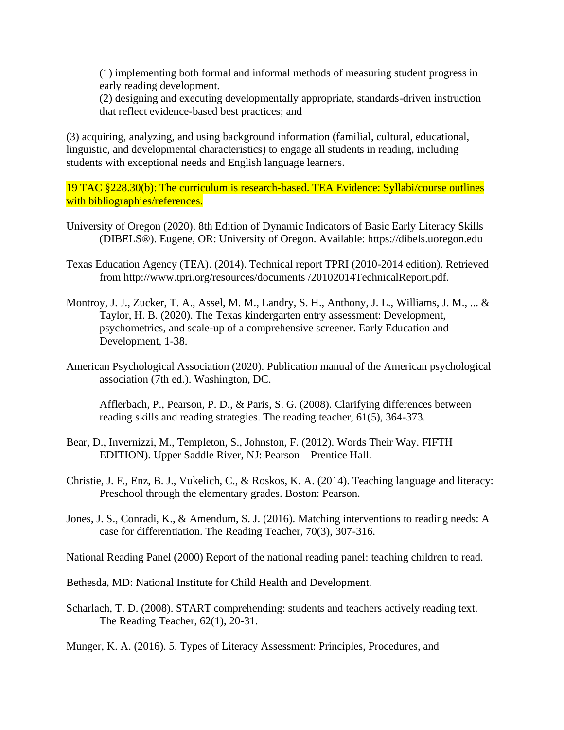(1) implementing both formal and informal methods of measuring student progress in early reading development.
(2) designing and executing developmentally appropriate, standards-driven instruction that reflect evidence-based best practices; and

(3) acquiring, analyzing, and using background information (familial, cultural, educational, linguistic, and developmental characteristics) to engage all students in reading, including students with exceptional needs and English language learners.

19 TAC §228.30(b): The curriculum is research-based. TEA Evidence: Syllabi/course outlines with bibliographies/references.

University of Oregon (2020). 8th Edition of Dynamic Indicators of Basic Early Literacy Skills (DIBELS®). Eugene, OR: University of Oregon. Available: https://dibels.uoregon.edu

Texas Education Agency (TEA). (2014). Technical report TPRI (2010-2014 edition). Retrieved from http://www.tpri.org/resources/documents /20102014TechnicalReport.pdf.

Montroy, J. J., Zucker, T. A., Assel, M. M., Landry, S. H., Anthony, J. L., Williams, J. M., ... & Taylor, H. B. (2020). The Texas kindergarten entry assessment: Development, psychometrics, and scale-up of a comprehensive screener. Early Education and Development, 1-38.

American Psychological Association (2020). Publication manual of the American psychological association (7th ed.). Washington, DC.

Afflerbach, P., Pearson, P. D., & Paris, S. G. (2008). Clarifying differences between reading skills and reading strategies. The reading teacher, 61(5), 364-373.

Bear, D., Invernizzi, M., Templeton, S., Johnston, F. (2012). Words Their Way. FIFTH EDITION). Upper Saddle River, NJ: Pearson – Prentice Hall.

Christie, J. F., Enz, B. J., Vukelich, C., & Roskos, K. A. (2014). Teaching language and literacy: Preschool through the elementary grades. Boston: Pearson.

Jones, J. S., Conradi, K., & Amendum, S. J. (2016). Matching interventions to reading needs: A case for differentiation. The Reading Teacher, 70(3), 307-316.

National Reading Panel (2000) Report of the national reading panel: teaching children to read.

Bethesda, MD: National Institute for Child Health and Development.

Scharlach, T. D. (2008). START comprehending: students and teachers actively reading text. The Reading Teacher, 62(1), 20-31.

Munger, K. A. (2016). 5. Types of Literacy Assessment: Principles, Procedures, and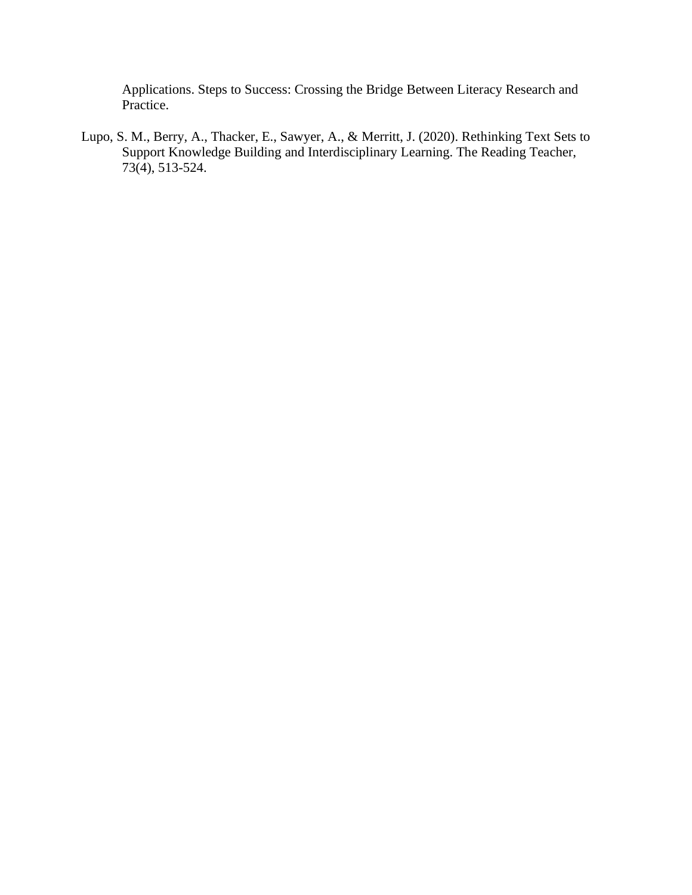Applications. Steps to Success: Crossing the Bridge Between Literacy Research and Practice.

Lupo, S. M., Berry, A., Thacker, E., Sawyer, A., & Merritt, J. (2020). Rethinking Text Sets to Support Knowledge Building and Interdisciplinary Learning. The Reading Teacher, 73(4), 513-524.